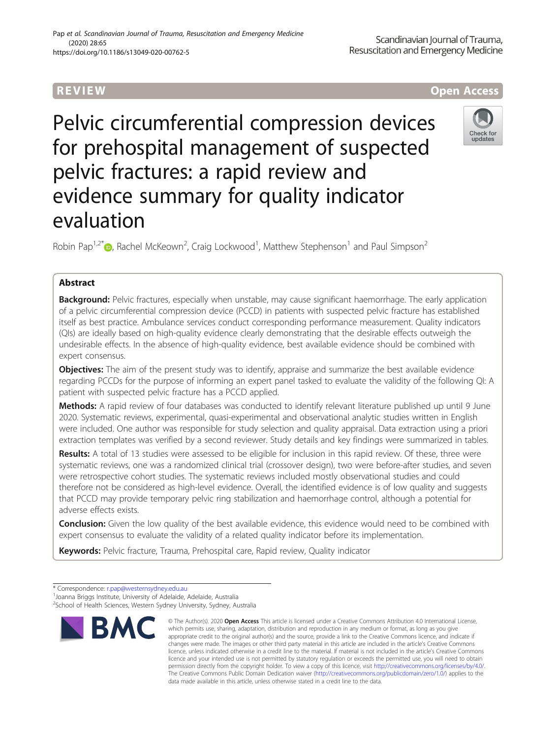REVIEW

Open Access

# Pelvic circumferential compression devices for prehospital management of suspected pelvic fractures: a rapid review and evidence summary for quality indicator evaluation

Robin Pap[1,2*], Rachel McKeown[2], Craig Lockwood[1], Matthew Stephenson[1] and Paul Simpson[2]

## Abstract

**Background:** Pelvic fractures, especially when unstable, may cause significant haemorrhage. The early application of a pelvic circumferential compression device (PCCD) in patients with suspected pelvic fracture has established itself as best practice. Ambulance services conduct corresponding performance measurement. Quality indicators (QIs) are ideally based on high-quality evidence clearly demonstrating that the desirable effects outweigh the undesirable effects. In the absence of high-quality evidence, best available evidence should be combined with expert consensus.

**Objectives:** The aim of the present study was to identify, appraise and summarize the best available evidence regarding PCCDs for the purpose of informing an expert panel tasked to evaluate the validity of the following QI: A patient with suspected pelvic fracture has a PCCD applied.

**Methods:** A rapid review of four databases was conducted to identify relevant literature published up until 9 June 2020. Systematic reviews, experimental, quasi-experimental and observational analytic studies written in English were included. One author was responsible for study selection and quality appraisal. Data extraction using a priori extraction templates was verified by a second reviewer. Study details and key findings were summarized in tables.

**Results:** A total of 13 studies were assessed to be eligible for inclusion in this rapid review. Of these, three were systematic reviews, one was a randomized clinical trial (crossover design), two were before-after studies, and seven were retrospective cohort studies. The systematic reviews included mostly observational studies and could therefore not be considered as high-level evidence. Overall, the identified evidence is of low quality and suggests that PCCD may provide temporary pelvic ring stabilization and haemorrhage control, although a potential for adverse effects exists.

**Conclusion:** Given the low quality of the best available evidence, this evidence would need to be combined with expert consensus to evaluate the validity of a related quality indicator before its implementation.

**Keywords:** Pelvic fracture, Trauma, Prehospital care, Rapid review, Quality indicator

\* Correspondence: r.pap@westernsydney.edu.au
[1]Joanna Briggs Institute, University of Adelaide, Adelaide, Australia
[2]School of Health Sciences, Western Sydney University, Sydney, Australia

© The Author(s). 2020 **Open Access** This article is licensed under a Creative Commons Attribution 4.0 International License, which permits use, sharing, adaptation, distribution and reproduction in any medium or format, as long as you give appropriate credit to the original author(s) and the source, provide a link to the Creative Commons licence, and indicate if changes were made. The images or other third party material in this article are included in the article's Creative Commons licence, unless indicated otherwise in a credit line to the material. If material is not included in the article's Creative Commons licence and your intended use is not permitted by statutory regulation or exceeds the permitted use, you will need to obtain permission directly from the copyright holder. To view a copy of this licence, visit http://creativecommons.org/licenses/by/4.0/. The Creative Commons Public Domain Dedication waiver (http://creativecommons.org/publicdomain/zero/1.0/) applies to the data made available in this article, unless otherwise stated in a credit line to the data.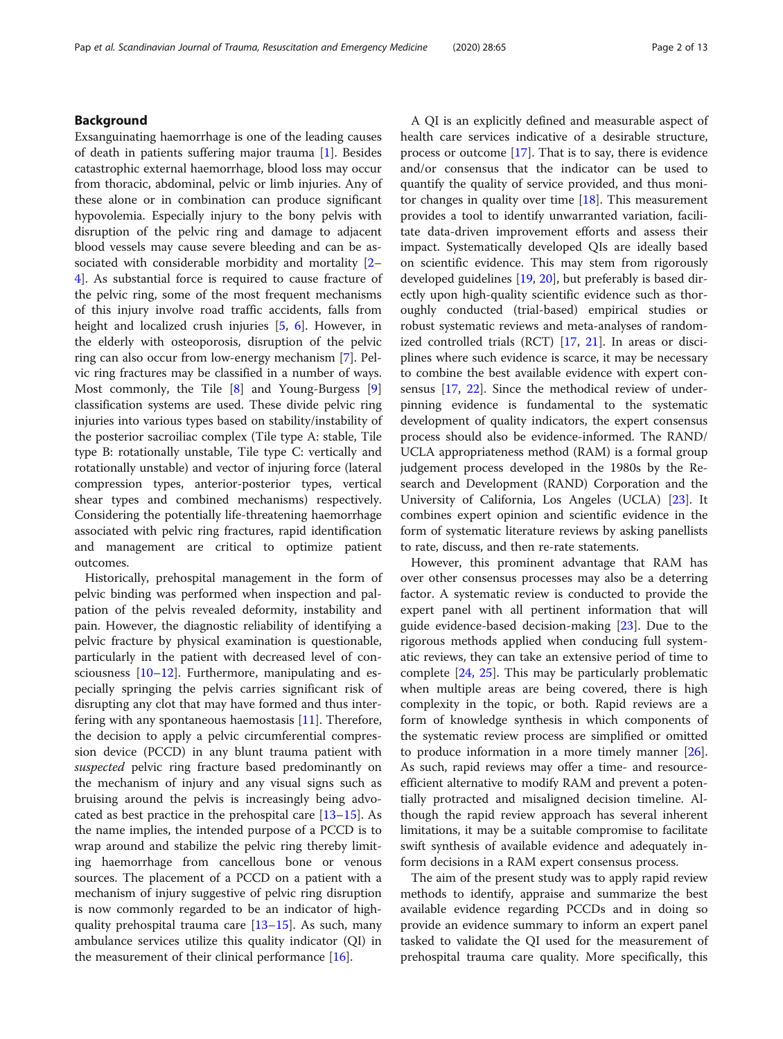## Background

Exsanguinating haemorrhage is one of the leading causes of death in patients suffering major trauma [1]. Besides catastrophic external haemorrhage, blood loss may occur from thoracic, abdominal, pelvic or limb injuries. Any of these alone or in combination can produce significant hypovolemia. Especially injury to the bony pelvis with disruption of the pelvic ring and damage to adjacent blood vessels may cause severe bleeding and can be associated with considerable morbidity and mortality [2–4]. As substantial force is required to cause fracture of the pelvic ring, some of the most frequent mechanisms of this injury involve road traffic accidents, falls from height and localized crush injuries [5, 6]. However, in the elderly with osteoporosis, disruption of the pelvic ring can also occur from low-energy mechanism [7]. Pelvic ring fractures may be classified in a number of ways. Most commonly, the Tile [8] and Young-Burgess [9] classification systems are used. These divide pelvic ring injuries into various types based on stability/instability of the posterior sacroiliac complex (Tile type A: stable, Tile type B: rotationally unstable, Tile type C: vertically and rotationally unstable) and vector of injuring force (lateral compression types, anterior-posterior types, vertical shear types and combined mechanisms) respectively. Considering the potentially life-threatening haemorrhage associated with pelvic ring fractures, rapid identification and management are critical to optimize patient outcomes.

Historically, prehospital management in the form of pelvic binding was performed when inspection and palpation of the pelvis revealed deformity, instability and pain. However, the diagnostic reliability of identifying a pelvic fracture by physical examination is questionable, particularly in the patient with decreased level of consciousness [10–12]. Furthermore, manipulating and especially springing the pelvis carries significant risk of disrupting any clot that may have formed and thus interfering with any spontaneous haemostasis [11]. Therefore, the decision to apply a pelvic circumferential compression device (PCCD) in any blunt trauma patient with *suspected* pelvic ring fracture based predominantly on the mechanism of injury and any visual signs such as bruising around the pelvis is increasingly being advocated as best practice in the prehospital care [13–15]. As the name implies, the intended purpose of a PCCD is to wrap around and stabilize the pelvic ring thereby limiting haemorrhage from cancellous bone or venous sources. The placement of a PCCD on a patient with a mechanism of injury suggestive of pelvic ring disruption is now commonly regarded to be an indicator of high-quality prehospital trauma care [13–15]. As such, many ambulance services utilize this quality indicator (QI) in the measurement of their clinical performance [16].

A QI is an explicitly defined and measurable aspect of health care services indicative of a desirable structure, process or outcome [17]. That is to say, there is evidence and/or consensus that the indicator can be used to quantify the quality of service provided, and thus monitor changes in quality over time [18]. This measurement provides a tool to identify unwarranted variation, facilitate data-driven improvement efforts and assess their impact. Systematically developed QIs are ideally based on scientific evidence. This may stem from rigorously developed guidelines [19, 20], but preferably is based directly upon high-quality scientific evidence such as thoroughly conducted (trial-based) empirical studies or robust systematic reviews and meta-analyses of randomized controlled trials (RCT) [17, 21]. In areas or disciplines where such evidence is scarce, it may be necessary to combine the best available evidence with expert consensus [17, 22]. Since the methodical review of underpinning evidence is fundamental to the systematic development of quality indicators, the expert consensus process should also be evidence-informed. The RAND/UCLA appropriateness method (RAM) is a formal group judgement process developed in the 1980s by the Research and Development (RAND) Corporation and the University of California, Los Angeles (UCLA) [23]. It combines expert opinion and scientific evidence in the form of systematic literature reviews by asking panellists to rate, discuss, and then re-rate statements.

However, this prominent advantage that RAM has over other consensus processes may also be a deterring factor. A systematic review is conducted to provide the expert panel with all pertinent information that will guide evidence-based decision-making [23]. Due to the rigorous methods applied when conducing full systematic reviews, they can take an extensive period of time to complete [24, 25]. This may be particularly problematic when multiple areas are being covered, there is high complexity in the topic, or both. Rapid reviews are a form of knowledge synthesis in which components of the systematic review process are simplified or omitted to produce information in a more timely manner [26]. As such, rapid reviews may offer a time- and resource-efficient alternative to modify RAM and prevent a potentially protracted and misaligned decision timeline. Although the rapid review approach has several inherent limitations, it may be a suitable compromise to facilitate swift synthesis of available evidence and adequately inform decisions in a RAM expert consensus process.

The aim of the present study was to apply rapid review methods to identify, appraise and summarize the best available evidence regarding PCCDs and in doing so provide an evidence summary to inform an expert panel tasked to validate the QI used for the measurement of prehospital trauma care quality. More specifically, this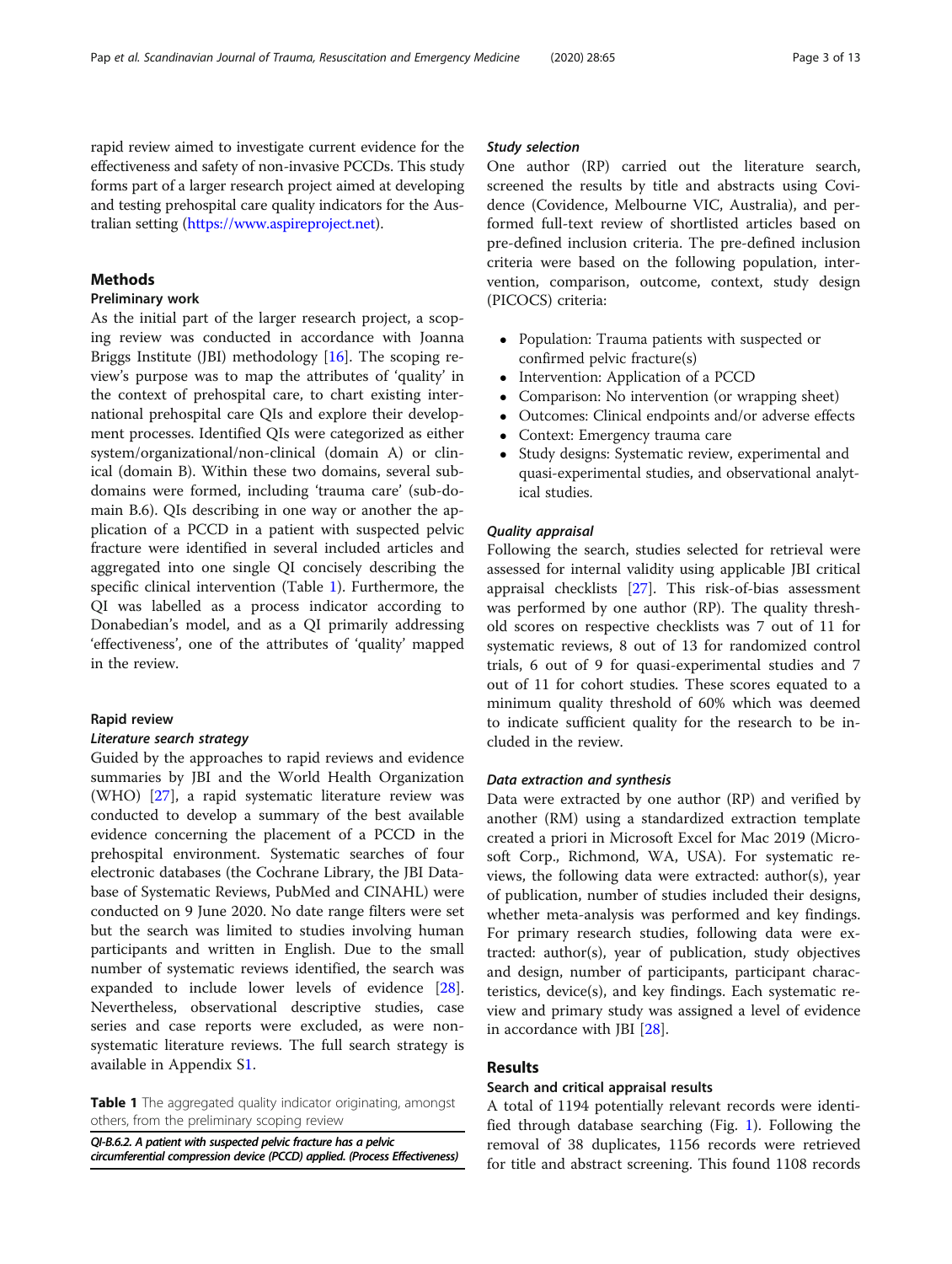rapid review aimed to investigate current evidence for the effectiveness and safety of non-invasive PCCDs. This study forms part of a larger research project aimed at developing and testing prehospital care quality indicators for the Australian setting (https://www.aspireproject.net).

## Methods

### Preliminary work

As the initial part of the larger research project, a scoping review was conducted in accordance with Joanna Briggs Institute (JBI) methodology [16]. The scoping review's purpose was to map the attributes of 'quality' in the context of prehospital care, to chart existing international prehospital care QIs and explore their development processes. Identified QIs were categorized as either system/organizational/non-clinical (domain A) or clinical (domain B). Within these two domains, several sub-domains were formed, including 'trauma care' (sub-domain B.6). QIs describing in one way or another the application of a PCCD in a patient with suspected pelvic fracture were identified in several included articles and aggregated into one single QI concisely describing the specific clinical intervention (Table 1). Furthermore, the QI was labelled as a process indicator according to Donabedian's model, and as a QI primarily addressing 'effectiveness', one of the attributes of 'quality' mapped in the review.

**Table 1** The aggregated quality indicator originating, amongst others, from the preliminary scoping review

| *QI-B.6.2. A patient with suspected pelvic fracture has a pelvic circumferential compression device (PCCD) applied. (Process Effectiveness)* |
|---|

### Rapid review

#### *Literature search strategy*

Guided by the approaches to rapid reviews and evidence summaries by JBI and the World Health Organization (WHO) [27], a rapid systematic literature review was conducted to develop a summary of the best available evidence concerning the placement of a PCCD in the prehospital environment. Systematic searches of four electronic databases (the Cochrane Library, the JBI Database of Systematic Reviews, PubMed and CINAHL) were conducted on 9 June 2020. No date range filters were set but the search was limited to studies involving human participants and written in English. Due to the small number of systematic reviews identified, the search was expanded to include lower levels of evidence [28]. Nevertheless, observational descriptive studies, case series and case reports were excluded, as were non-systematic literature reviews. The full search strategy is available in Appendix S1.

#### *Study selection*

One author (RP) carried out the literature search, screened the results by title and abstracts using Covidence (Covidence, Melbourne VIC, Australia), and performed full-text review of shortlisted articles based on pre-defined inclusion criteria. The pre-defined inclusion criteria were based on the following population, intervention, comparison, outcome, context, study design (PICOCS) criteria:

- Population: Trauma patients with suspected or confirmed pelvic fracture(s)
- Intervention: Application of a PCCD
- Comparison: No intervention (or wrapping sheet)
- Outcomes: Clinical endpoints and/or adverse effects
- Context: Emergency trauma care
- Study designs: Systematic review, experimental and quasi-experimental studies, and observational analytical studies.

#### *Quality appraisal*

Following the search, studies selected for retrieval were assessed for internal validity using applicable JBI critical appraisal checklists [27]. This risk-of-bias assessment was performed by one author (RP). The quality threshold scores on respective checklists was 7 out of 11 for systematic reviews, 8 out of 13 for randomized control trials, 6 out of 9 for quasi-experimental studies and 7 out of 11 for cohort studies. These scores equated to a minimum quality threshold of 60% which was deemed to indicate sufficient quality for the research to be included in the review.

#### *Data extraction and synthesis*

Data were extracted by one author (RP) and verified by another (RM) using a standardized extraction template created a priori in Microsoft Excel for Mac 2019 (Microsoft Corp., Richmond, WA, USA). For systematic reviews, the following data were extracted: author(s), year of publication, number of studies included their designs, whether meta-analysis was performed and key findings. For primary research studies, following data were extracted: author(s), year of publication, study objectives and design, number of participants, participant characteristics, device(s), and key findings. Each systematic review and primary study was assigned a level of evidence in accordance with JBI [28].

## Results

### Search and critical appraisal results

A total of 1194 potentially relevant records were identified through database searching (Fig. 1). Following the removal of 38 duplicates, 1156 records were retrieved for title and abstract screening. This found 1108 records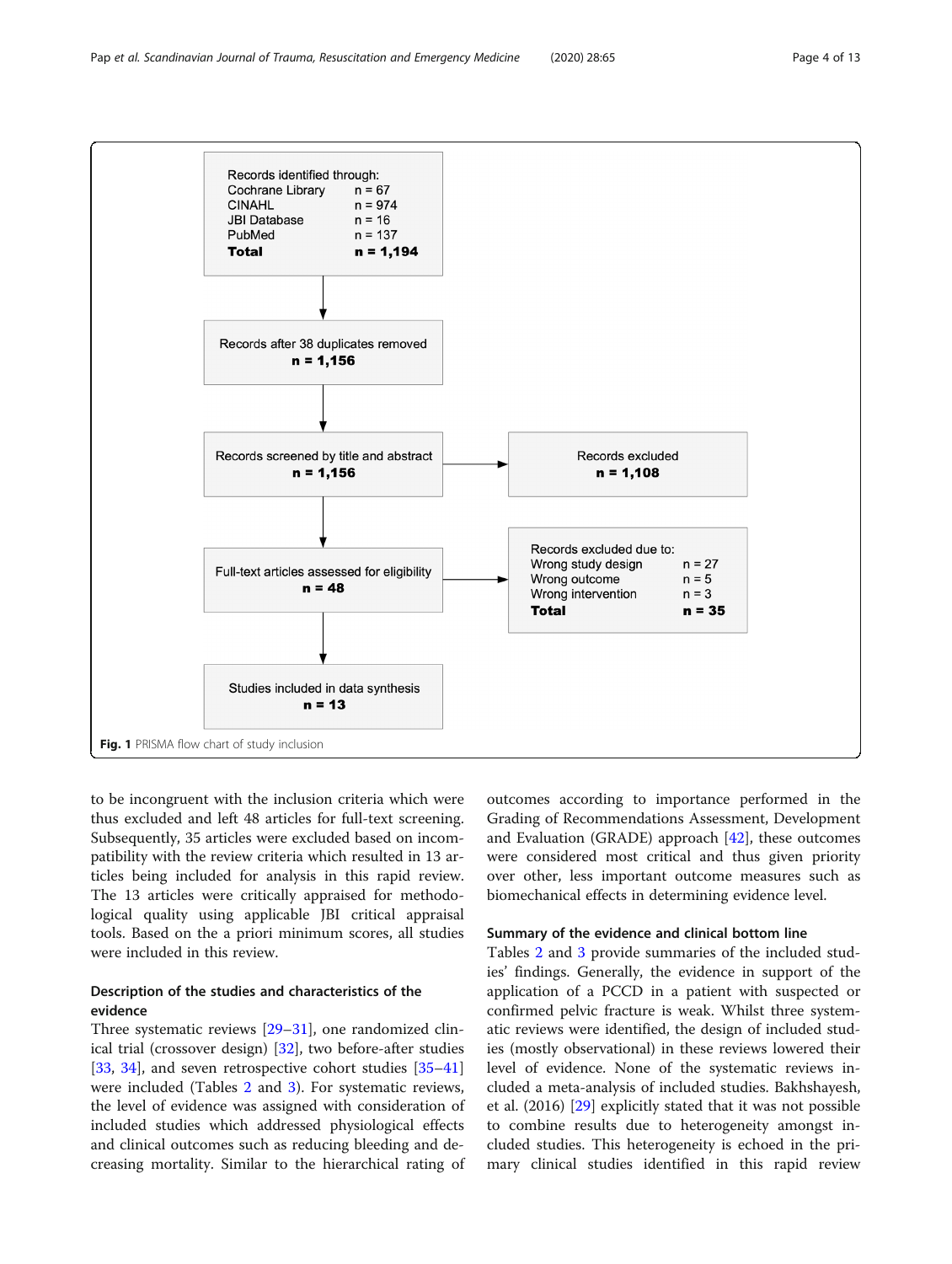Records identified through:

| Source | n |
|---|---|
| Cochrane Library | n = 67 |
| CINAHL | n = 974 |
| JBI Database | n = 16 |
| PubMed | n = 137 |
| **Total** | **n = 1,194** |

Records after 38 duplicates removed **n = 1,156**

Records screened by title and abstract **n = 1,156**

Records excluded **n = 1,108**

Full-text articles assessed for eligibility **n = 48**

Records excluded due to:

| Reason | n |
|---|---|
| Wrong study design | n = 27 |
| Wrong outcome | n = 5 |
| Wrong intervention | n = 3 |
| **Total** | **n = 35** |

Studies included in data synthesis **n = 13**

**Fig. 1** PRISMA flow chart of study inclusion

to be incongruent with the inclusion criteria which were thus excluded and left 48 articles for full-text screening. Subsequently, 35 articles were excluded based on incompatibility with the review criteria which resulted in 13 articles being included for analysis in this rapid review. The 13 articles were critically appraised for methodological quality using applicable JBI critical appraisal tools. Based on the a priori minimum scores, all studies were included in this review.

### Description of the studies and characteristics of the evidence

Three systematic reviews [29–31], one randomized clinical trial (crossover design) [32], two before-after studies [33, 34], and seven retrospective cohort studies [35–41] were included (Tables 2 and 3). For systematic reviews, the level of evidence was assigned with consideration of included studies which addressed physiological effects and clinical outcomes such as reducing bleeding and decreasing mortality. Similar to the hierarchical rating of outcomes according to importance performed in the Grading of Recommendations Assessment, Development and Evaluation (GRADE) approach [42], these outcomes were considered most critical and thus given priority over other, less important outcome measures such as biomechanical effects in determining evidence level.

### Summary of the evidence and clinical bottom line

Tables 2 and 3 provide summaries of the included studies' findings. Generally, the evidence in support of the application of a PCCD in a patient with suspected or confirmed pelvic fracture is weak. Whilst three systematic reviews were identified, the design of included studies (mostly observational) in these reviews lowered their level of evidence. None of the systematic reviews included a meta-analysis of included studies. Bakhshayesh, et al. (2016) [29] explicitly stated that it was not possible to combine results due to heterogeneity amongst included studies. This heterogeneity is echoed in the primary clinical studies identified in this rapid review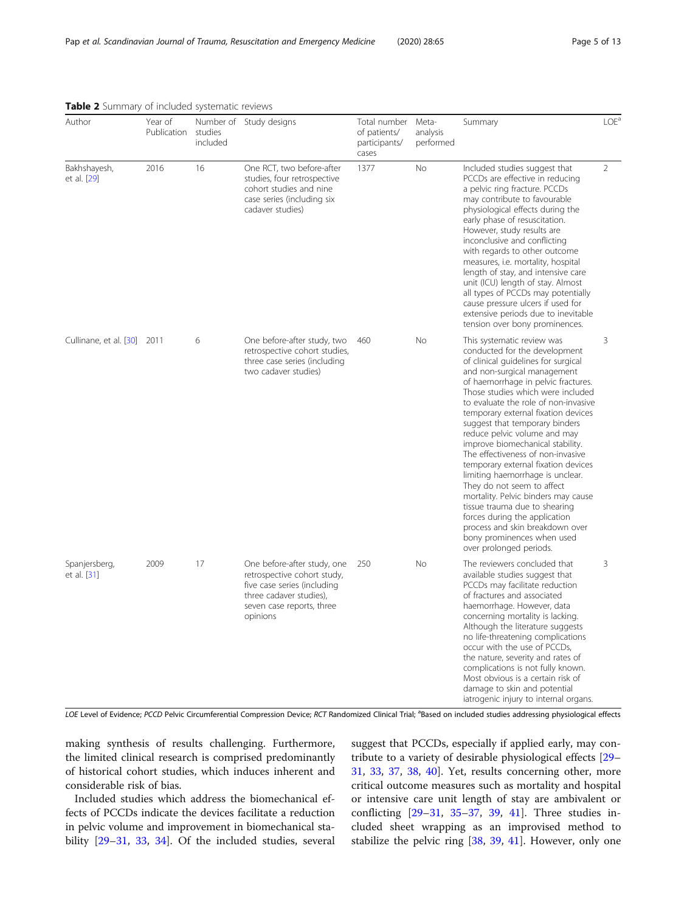**Table 2** Summary of included systematic reviews

| Author | Year of Publication | Number of studies included | Study designs | Total number of patients/ participants/ cases | Meta-analysis performed | Summary | LOE[a] |
|---|---|---|---|---|---|---|---|
| Bakhshayesh, et al. [29] | 2016 | 16 | One RCT, two before-after studies, four retrospective cohort studies and nine case series (including six cadaver studies) | 1377 | No | Included studies suggest that PCCDs are effective in reducing a pelvic ring fracture. PCCDs may contribute to favourable physiological effects during the early phase of resuscitation. However, study results are inconclusive and conflicting with regards to other outcome measures, i.e. mortality, hospital length of stay, and intensive care unit (ICU) length of stay. Almost all types of PCCDs may potentially cause pressure ulcers if used for extensive periods due to inevitable tension over bony prominences. | 2 |
| Cullinane, et al. [30] | 2011 | 6 | One before-after study, two retrospective cohort studies, three case series (including two cadaver studies) | 460 | No | This systematic review was conducted for the development of clinical guidelines for surgical and non-surgical management of haemorrhage in pelvic fractures. Those studies which were included to evaluate the role of non-invasive temporary external fixation devices suggest that temporary binders reduce pelvic volume and may improve biomechanical stability. The effectiveness of non-invasive temporary external fixation devices limiting haemorrhage is unclear. They do not seem to affect mortality. Pelvic binders may cause tissue trauma due to shearing forces during the application process and skin breakdown over bony prominences when used over prolonged periods. | 3 |
| Spanjersberg, et al. [31] | 2009 | 17 | One before-after study, one retrospective cohort study, five case series (including three cadaver studies), seven case reports, three opinions | 250 | No | The reviewers concluded that available studies suggest that PCCDs may facilitate reduction of fractures and associated haemorrhage. However, data concerning mortality is lacking. Although the literature suggests no life-threatening complications occur with the use of PCCDs, the nature, severity and rates of complications is not fully known. Most obvious is a certain risk of damage to skin and potential iatrogenic injury to internal organs. | 3 |

*LOE* Level of Evidence; *PCCD* Pelvic Circumferential Compression Device; *RCT* Randomized Clinical Trial; [a]Based on included studies addressing physiological effects

making synthesis of results challenging. Furthermore, the limited clinical research is comprised predominantly of historical cohort studies, which induces inherent and considerable risk of bias.

Included studies which address the biomechanical effects of PCCDs indicate the devices facilitate a reduction in pelvic volume and improvement in biomechanical stability [29–31, 33, 34]. Of the included studies, several suggest that PCCDs, especially if applied early, may contribute to a variety of desirable physiological effects [29–31, 33, 37, 38, 40]. Yet, results concerning other, more critical outcome measures such as mortality and hospital or intensive care unit length of stay are ambivalent or conflicting [29–31, 35–37, 39, 41]. Three studies included sheet wrapping as an improvised method to stabilize the pelvic ring [38, 39, 41]. However, only one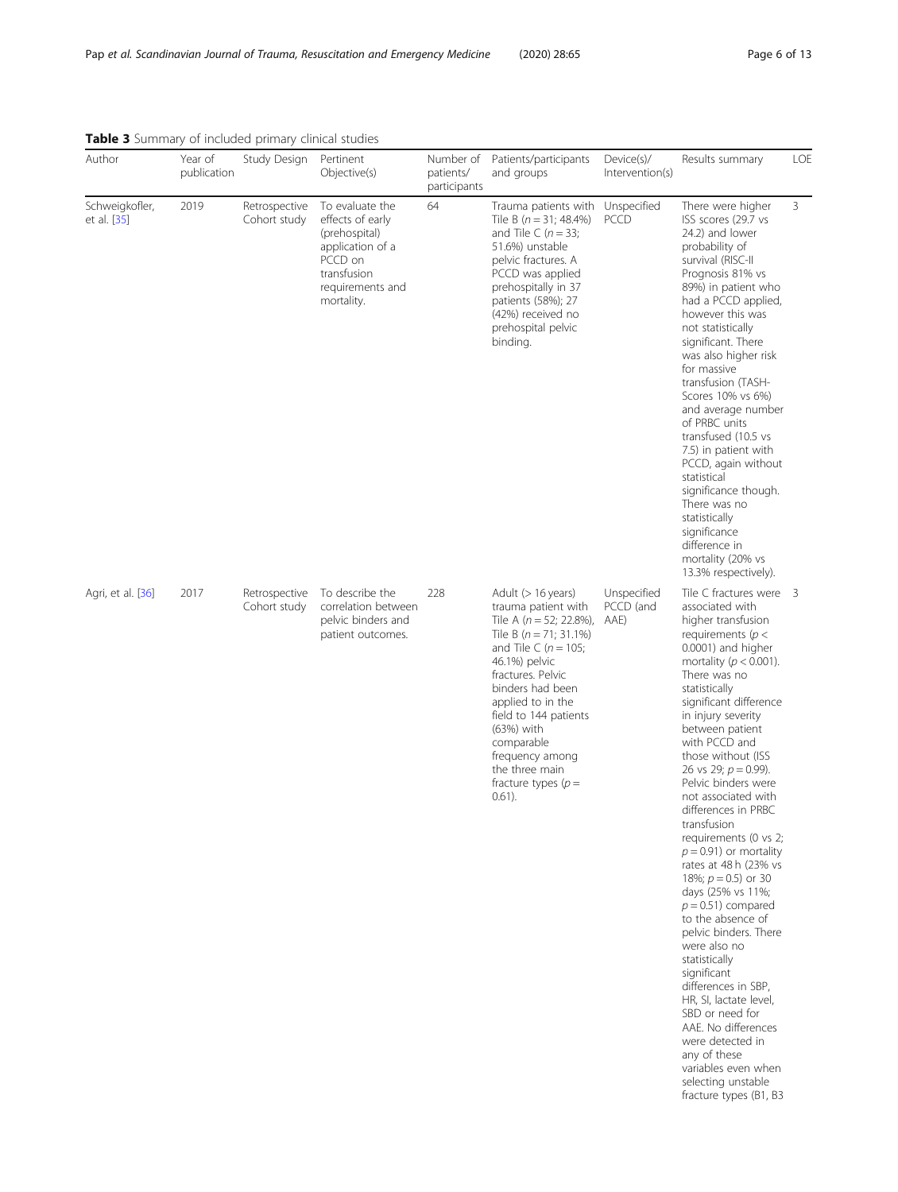**Table 3** Summary of included primary clinical studies

| Author | Year of publication | Study Design | Pertinent Objective(s) | Number of patients/ participants | Patients/participants and groups | Device(s)/ Intervention(s) | Results summary | LOE |
|---|---|---|---|---|---|---|---|---|
| Schweigkofler, et al. [35] | 2019 | Retrospective Cohort study | To evaluate the effects of early (prehospital) application of a PCCD on transfusion requirements and mortality. | 64 | Trauma patients with Tile B ($n = 31$; 48.4%) and Tile C ($n = 33$; 51.6%) unstable pelvic fractures. A PCCD was applied prehospitally in 37 patients (58%); 27 (42%) received no prehospital pelvic binding. | Unspecified PCCD | There were higher ISS scores (29.7 vs 24.2) and lower probability of survival (RISC-II Prognosis 81% vs 89%) in patient who had a PCCD applied, however this was not statistically significant. There was also higher risk for massive transfusion (TASH-Scores 10% vs 6%) and average number of PRBC units transfused (10.5 vs 7.5) in patient with PCCD, again without statistical significance though. There was no statistically significance difference in mortality (20% vs 13.3% respectively). | 3 |
| Agri, et al. [36] | 2017 | Retrospective Cohort study | To describe the correlation between pelvic binders and patient outcomes. | 228 | Adult (> 16 years) trauma patient with Tile A ($n = 52$; 22.8%), Tile B ($n = 71$; 31.1%) and Tile C ($n = 105$; 46.1%) pelvic fractures. Pelvic binders had been applied to in the field to 144 patients (63%) with comparable frequency among the three main fracture types ($p = 0.61$). | Unspecified PCCD (and AAE) | Tile C fractures were associated with higher transfusion requirements ($p < 0.0001$) and higher mortality ($p < 0.001$). There was no statistically significant difference in injury severity between patient with PCCD and those without (ISS 26 vs 29; $p = 0.99$). Pelvic binders were not associated with differences in PRBC transfusion requirements (0 vs 2; $p = 0.91$) or mortality rates at 48 h (23% vs 18%; $p = 0.5$) or 30 days (25% vs 11%; $p = 0.51$) compared to the absence of pelvic binders. There were also no statistically significant differences in SBP, HR, SI, lactate level, SBD or need for AAE. No differences were detected in any of these variables even when selecting unstable fracture types (B1, B3 | 3 |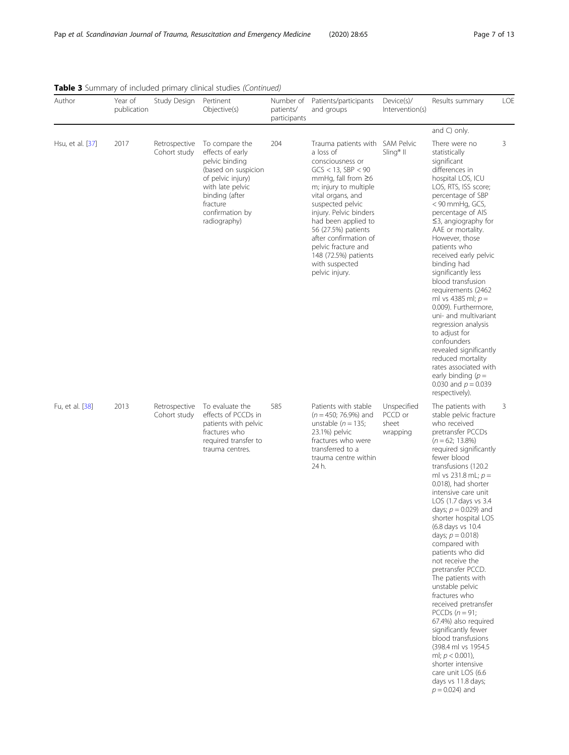**Table 3** Summary of included primary clinical studies *(Continued)*

| Author | Year of publication | Study Design | Pertinent Objective(s) | Number of patients/ participants | Patients/participants and groups | Device(s)/ Intervention(s) | Results summary | LOE |
|---|---|---|---|---|---|---|---|---|
| | | | | | | | and C) only. | |
| Hsu, et al. [37] | 2017 | Retrospective Cohort study | To compare the effects of early pelvic binding (based on suspicion of pelvic injury) with late pelvic binding (after fracture confirmation by radiography) | 204 | Trauma patients with a loss of consciousness or GCS < 13, SBP < 90 mmHg, fall from ≥6 m; injury to multiple vital organs, and suspected pelvic injury. Pelvic binders had been applied to 56 (27.5%) patients after confirmation of pelvic fracture and 148 (72.5%) patients with suspected pelvic injury. | SAM Pelvic Sling® II | There were no statistically significant differences in hospital LOS, ICU LOS, RTS, ISS score; percentage of SBP < 90 mmHg, GCS, percentage of AIS ≤3, angiography for AAE or mortality. However, those patients who received early pelvic binding had significantly less blood transfusion requirements (2462 ml vs 4385 ml; $p = 0.009$). Furthermore, uni- and multivariant regression analysis to adjust for confounders revealed significantly reduced mortality rates associated with early binding ($p = 0.030$ and $p = 0.039$ respectively). | 3 |
| Fu, et al. [38] | 2013 | Retrospective Cohort study | To evaluate the effects of PCCDs in patients with pelvic fractures who required transfer to trauma centres. | 585 | Patients with stable ($n = 450$; 76.9%) and unstable ($n = 135$; 23.1%) pelvic fractures who were transferred to a trauma centre within 24 h. | Unspecified PCCD or sheet wrapping | The patients with stable pelvic fracture who received pretransfer PCCDs ($n = 62$; 13.8%) required significantly fewer blood transfusions (120.2 ml vs 231.8 mL; $p = 0.018$), had shorter intensive care unit LOS (1.7 days vs 3.4 days; $p = 0.029$) and shorter hospital LOS (6.8 days vs 10.4 days; $p = 0.018$) compared with patients who did not receive the pretransfer PCCD. The patients with unstable pelvic fractures who received pretransfer PCCDs ($n = 91$; 67.4%) also required significantly fewer blood transfusions (398.4 ml vs 1954.5 ml; $p < 0.001$), shorter intensive care unit LOS (6.6 days vs 11.8 days; $p = 0.024$) and | 3 |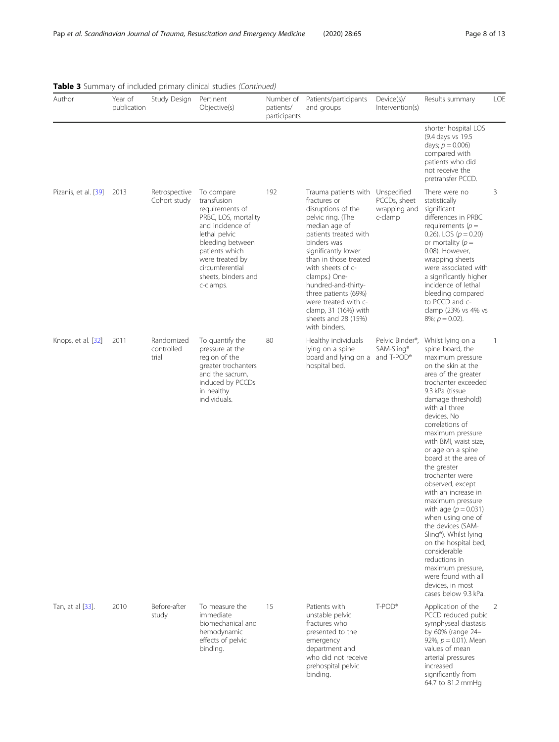**Table 3** Summary of included primary clinical studies *(Continued)*

| Author | Year of publication | Study Design | Pertinent Objective(s) | Number of patients/ participants | Patients/participants and groups | Device(s)/ Intervention(s) | Results summary | LOE |
|---|---|---|---|---|---|---|---|---|
| | | | | | | | shorter hospital LOS (9.4 days vs 19.5 days; $p = 0.006$) compared with patients who did not receive the pretransfer PCCD. | |
| Pizanis, et al. [39] | 2013 | Retrospective Cohort study | To compare transfusion requirements of PRBC, LOS, mortality and incidence of lethal pelvic bleeding between patients which were treated by circumferential sheets, binders and c-clamps. | 192 | Trauma patients with fractures or disruptions of the pelvic ring. (The median age of patients treated with binders was significantly lower than in those treated with sheets of c-clamps.) One-hundred-and-thirty-three patients (69%) were treated with c-clamp, 31 (16%) with sheets and 28 (15%) with binders. | Unspecified PCCDs, sheet wrapping and c-clamp | There were no statistically significant differences in PRBC requirements ($p = 0.26$), LOS ($p = 0.20$) or mortality ($p = 0.08$). However, wrapping sheets were associated with a significantly higher incidence of lethal bleeding compared to PCCD and c-clamp (23% vs 4% vs 8%; $p = 0.02$). | 3 |
| Knops, et al. [32] | 2011 | Randomized controlled trial | To quantify the pressure at the region of the greater trochanters and the sacrum, induced by PCCDs in healthy individuals. | 80 | Healthy individuals lying on a spine board and lying on a hospital bed. | Pelvic Binder®, SAM-Sling® and T-POD® | Whilst lying on a spine board, the maximum pressure on the skin at the area of the greater trochanter exceeded 9.3 kPa (tissue damage threshold) with all three devices. No correlations of maximum pressure with BMI, waist size, or age on a spine board at the area of the greater trochanter were observed, except with an increase in maximum pressure with age ($p = 0.031$) when using one of the devices (SAM-Sling®). Whilst lying on the hospital bed, considerable reductions in maximum pressure, were found with all devices, in most cases below 9.3 kPa. | 1 |
| Tan, at al [33]. | 2010 | Before-after study | To measure the immediate biomechanical and hemodynamic effects of pelvic binding. | 15 | Patients with unstable pelvic fractures who presented to the emergency department and who did not receive prehospital pelvic binding. | T-POD® | Application of the PCCD reduced pubic symphyseal diastasis by 60% (range 24–92%, $p = 0.01$). Mean values of mean arterial pressures increased significantly from 64.7 to 81.2 mmHg | 2 |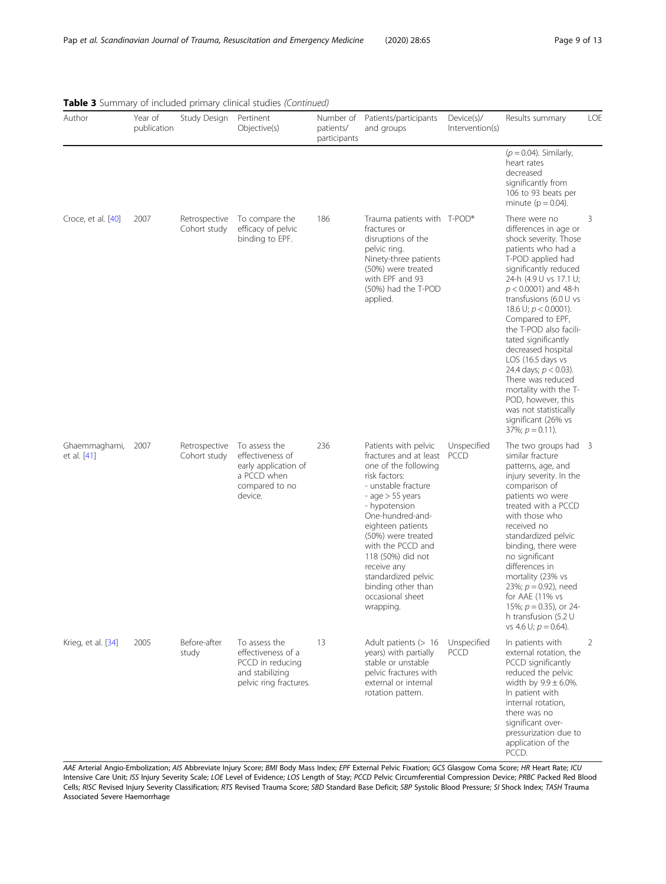**Table 3** Summary of included primary clinical studies *(Continued)*

| Author | Year of publication | Study Design | Pertinent Objective(s) | Number of patients/ participants | Patients/participants and groups | Device(s)/ Intervention(s) | Results summary | LOE |
|---|---|---|---|---|---|---|---|---|
| | | | | | | | ($p = 0.04$). Similarly, heart rates decreased significantly from 106 to 93 beats per minute ($p = 0.04$). | |
| Croce, et al. [40] | 2007 | Retrospective Cohort study | To compare the efficacy of pelvic binding to EPF. | 186 | Trauma patients with fractures or disruptions of the pelvic ring. Ninety-three patients (50%) were treated with EPF and 93 (50%) had the T-POD applied. | T-POD® | There were no differences in age or shock severity. Those patients who had a T-POD applied had significantly reduced 24-h (4.9 U vs 17.1 U; $p < 0.0001$) and 48-h transfusions (6.0 U vs 18.6 U; $p < 0.0001$). Compared to EPF, the T-POD also facilitated significantly decreased hospital LOS (16.5 days vs 24.4 days; $p < 0.03$). There was reduced mortality with the T-POD, however, this was not statistically significant (26% vs 37%; $p = 0.11$). | 3 |
| Ghaemmaghami, et al. [41] | 2007 | Retrospective Cohort study | To assess the effectiveness of early application of a PCCD when compared to no device. | 236 | Patients with pelvic fractures and at least one of the following risk factors: - unstable fracture - age > 55 years - hypotension One-hundred-and-eighteen patients (50%) were treated with the PCCD and 118 (50%) did not receive any standardized pelvic binding other than occasional sheet wrapping. | Unspecified PCCD | The two groups had similar fracture patterns, age, and injury severity. In the comparison of patients wo were treated with a PCCD with those who received no standardized pelvic binding, there were no significant differences in mortality (23% vs 23%; $p = 0.92$), need for AAE (11% vs 15%; $p = 0.35$), or 24-h transfusion (5.2 U vs 4.6 U; $p = 0.64$). | 3 |
| Krieg, et al. [34] | 2005 | Before-after study | To assess the effectiveness of a PCCD in reducing and stabilizing pelvic ring fractures. | 13 | Adult patients (> 16 years) with partially stable or unstable pelvic fractures with external or internal rotation pattern. | Unspecified PCCD | In patients with external rotation, the PCCD significantly reduced the pelvic width by 9.9 ± 6.0%. In patient with internal rotation, there was no significant over-pressurization due to application of the PCCD. | 2 |

*AAE* Arterial Angio-Embolization; *AIS* Abbreviate Injury Score; *BMI* Body Mass Index; *EPF* External Pelvic Fixation; *GCS* Glasgow Coma Score; *HR* Heart Rate; *ICU* Intensive Care Unit; *ISS* Injury Severity Scale; *LOE* Level of Evidence; *LOS* Length of Stay; *PCCD* Pelvic Circumferential Compression Device; *PRBC* Packed Red Blood Cells; *RISC* Revised Injury Severity Classification; *RTS* Revised Trauma Score; *SBD* Standard Base Deficit; *SBP* Systolic Blood Pressure; *SI* Shock Index; *TASH* Trauma Associated Severe Haemorrhage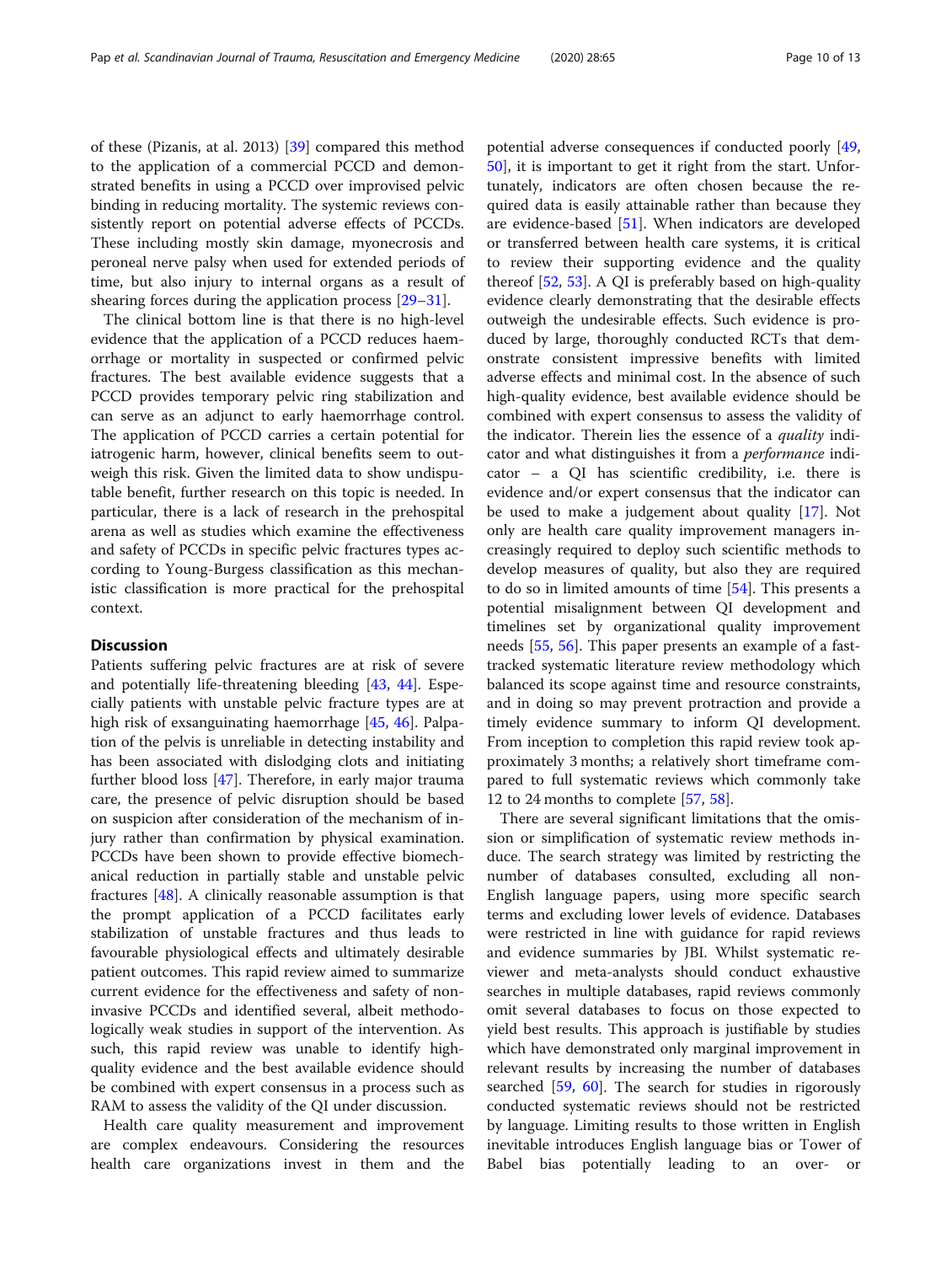of these (Pizanis, at al. 2013) [39] compared this method to the application of a commercial PCCD and demonstrated benefits in using a PCCD over improvised pelvic binding in reducing mortality. The systemic reviews consistently report on potential adverse effects of PCCDs. These including mostly skin damage, myonecrosis and peroneal nerve palsy when used for extended periods of time, but also injury to internal organs as a result of shearing forces during the application process [29–31].

The clinical bottom line is that there is no high-level evidence that the application of a PCCD reduces haemorrhage or mortality in suspected or confirmed pelvic fractures. The best available evidence suggests that a PCCD provides temporary pelvic ring stabilization and can serve as an adjunct to early haemorrhage control. The application of PCCD carries a certain potential for iatrogenic harm, however, clinical benefits seem to outweigh this risk. Given the limited data to show undisputable benefit, further research on this topic is needed. In particular, there is a lack of research in the prehospital arena as well as studies which examine the effectiveness and safety of PCCDs in specific pelvic fractures types according to Young-Burgess classification as this mechanistic classification is more practical for the prehospital context.

## Discussion

Patients suffering pelvic fractures are at risk of severe and potentially life-threatening bleeding [43, 44]. Especially patients with unstable pelvic fracture types are at high risk of exsanguinating haemorrhage [45, 46]. Palpation of the pelvis is unreliable in detecting instability and has been associated with dislodging clots and initiating further blood loss [47]. Therefore, in early major trauma care, the presence of pelvic disruption should be based on suspicion after consideration of the mechanism of injury rather than confirmation by physical examination. PCCDs have been shown to provide effective biomechanical reduction in partially stable and unstable pelvic fractures [48]. A clinically reasonable assumption is that the prompt application of a PCCD facilitates early stabilization of unstable fractures and thus leads to favourable physiological effects and ultimately desirable patient outcomes. This rapid review aimed to summarize current evidence for the effectiveness and safety of non-invasive PCCDs and identified several, albeit methodologically weak studies in support of the intervention. As such, this rapid review was unable to identify high-quality evidence and the best available evidence should be combined with expert consensus in a process such as RAM to assess the validity of the QI under discussion.

Health care quality measurement and improvement are complex endeavours. Considering the resources health care organizations invest in them and the potential adverse consequences if conducted poorly [49, 50], it is important to get it right from the start. Unfortunately, indicators are often chosen because the required data is easily attainable rather than because they are evidence-based [51]. When indicators are developed or transferred between health care systems, it is critical to review their supporting evidence and the quality thereof [52, 53]. A QI is preferably based on high-quality evidence clearly demonstrating that the desirable effects outweigh the undesirable effects. Such evidence is produced by large, thoroughly conducted RCTs that demonstrate consistent impressive benefits with limited adverse effects and minimal cost. In the absence of such high-quality evidence, best available evidence should be combined with expert consensus to assess the validity of the indicator. Therein lies the essence of a *quality* indicator and what distinguishes it from a *performance* indicator – a QI has scientific credibility, i.e. there is evidence and/or expert consensus that the indicator can be used to make a judgement about quality [17]. Not only are health care quality improvement managers increasingly required to deploy such scientific methods to develop measures of quality, but also they are required to do so in limited amounts of time [54]. This presents a potential misalignment between QI development and timelines set by organizational quality improvement needs [55, 56]. This paper presents an example of a fast-tracked systematic literature review methodology which balanced its scope against time and resource constraints, and in doing so may prevent protraction and provide a timely evidence summary to inform QI development. From inception to completion this rapid review took approximately 3 months; a relatively short timeframe compared to full systematic reviews which commonly take 12 to 24 months to complete [57, 58].

There are several significant limitations that the omission or simplification of systematic review methods induce. The search strategy was limited by restricting the number of databases consulted, excluding all non-English language papers, using more specific search terms and excluding lower levels of evidence. Databases were restricted in line with guidance for rapid reviews and evidence summaries by JBI. Whilst systematic reviewer and meta-analysts should conduct exhaustive searches in multiple databases, rapid reviews commonly omit several databases to focus on those expected to yield best results. This approach is justifiable by studies which have demonstrated only marginal improvement in relevant results by increasing the number of databases searched [59, 60]. The search for studies in rigorously conducted systematic reviews should not be restricted by language. Limiting results to those written in English inevitable introduces English language bias or Tower of Babel bias potentially leading to an over- or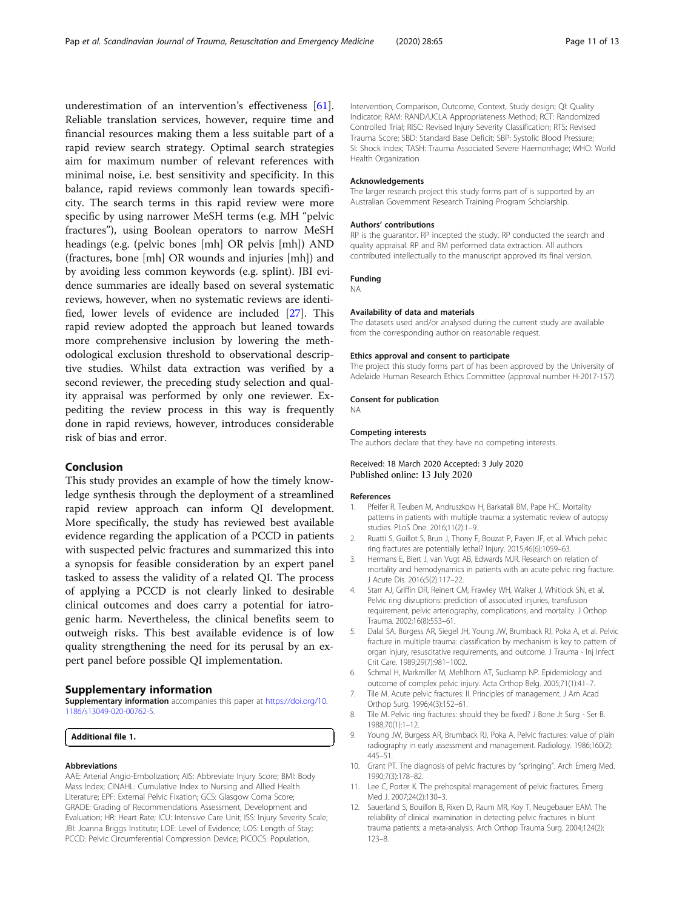underestimation of an intervention's effectiveness [61]. Reliable translation services, however, require time and financial resources making them a less suitable part of a rapid review search strategy. Optimal search strategies aim for maximum number of relevant references with minimal noise, i.e. best sensitivity and specificity. In this balance, rapid reviews commonly lean towards specificity. The search terms in this rapid review were more specific by using narrower MeSH terms (e.g. MH "pelvic fractures"), using Boolean operators to narrow MeSH headings (e.g. (pelvic bones [mh] OR pelvis [mh]) AND (fractures, bone [mh] OR wounds and injuries [mh]) and by avoiding less common keywords (e.g. splint). JBI evidence summaries are ideally based on several systematic reviews, however, when no systematic reviews are identified, lower levels of evidence are included [27]. This rapid review adopted the approach but leaned towards more comprehensive inclusion by lowering the methodological exclusion threshold to observational descriptive studies. Whilst data extraction was verified by a second reviewer, the preceding study selection and quality appraisal was performed by only one reviewer. Expediting the review process in this way is frequently done in rapid reviews, however, introduces considerable risk of bias and error.

## Conclusion

This study provides an example of how the timely knowledge synthesis through the deployment of a streamlined rapid review approach can inform QI development. More specifically, the study has reviewed best available evidence regarding the application of a PCCD in patients with suspected pelvic fractures and summarized this into a synopsis for feasible consideration by an expert panel tasked to assess the validity of a related QI. The process of applying a PCCD is not clearly linked to desirable clinical outcomes and does carry a potential for iatrogenic harm. Nevertheless, the clinical benefits seem to outweigh risks. This best available evidence is of low quality strengthening the need for its perusal by an expert panel before possible QI implementation.

## Supplementary information

**Supplementary information** accompanies this paper at https://doi.org/10.1186/s13049-020-00762-5.

**Additional file 1.**

#### Abbreviations

AAE: Arterial Angio-Embolization; AIS: Abbreviate Injury Score; BMI: Body Mass Index; CINAHL: Cumulative Index to Nursing and Allied Health Literature; EPF: External Pelvic Fixation; GCS: Glasgow Coma Score; GRADE: Grading of Recommendations Assessment, Development and Evaluation; HR: Heart Rate; ICU: Intensive Care Unit; ISS: Injury Severity Scale; JBI: Joanna Briggs Institute; LOE: Level of Evidence; LOS: Length of Stay; PCCD: Pelvic Circumferential Compression Device; PICOCS: Population, Intervention, Comparison, Outcome, Context, Study design; QI: Quality Indicator; RAM: RAND/UCLA Appropriateness Method; RCT: Randomized Controlled Trial; RISC: Revised Injury Severity Classification; RTS: Revised Trauma Score; SBD: Standard Base Deficit; SBP: Systolic Blood Pressure; SI: Shock Index; TASH: Trauma Associated Severe Haemorrhage; WHO: World Health Organization

#### Acknowledgements

The larger research project this study forms part of is supported by an Australian Government Research Training Program Scholarship.

#### Authors' contributions

RP is the guarantor. RP incepted the study. RP conducted the search and quality appraisal. RP and RM performed data extraction. All authors contributed intellectually to the manuscript approved its final version.

#### Funding

NA

#### Availability of data and materials

The datasets used and/or analysed during the current study are available from the corresponding author on reasonable request.

#### Ethics approval and consent to participate

The project this study forms part of has been approved by the University of Adelaide Human Research Ethics Committee (approval number H-2017-157).

#### Consent for publication

NA

#### Competing interests

The authors declare that they have no competing interests.

Received: 18 March 2020 Accepted: 3 July 2020
Published online: 13 July 2020

#### References

1. Pfeifer R, Teuben M, Andruszkow H, Barkatali BM, Pape HC. Mortality patterns in patients with multiple trauma: a systematic review of autopsy studies. PLoS One. 2016;11(2):1–9.
2. Ruatti S, Guillot S, Brun J, Thony F, Bouzat P, Payen JF, et al. Which pelvic ring fractures are potentially lethal? Injury. 2015;46(6):1059–63.
3. Hermans E, Biert J, van Vugt AB, Edwards MJR. Research on relation of mortality and hemodynamics in patients with an acute pelvic ring fracture. J Acute Dis. 2016;5(2):117–22.
4. Starr AJ, Griffin DR, Reinert CM, Frawley WH, Walker J, Whitlock SN, et al. Pelvic ring disruptions: prediction of associated injuries, transfusion requirement, pelvic arteriography, complications, and mortality. J Orthop Trauma. 2002;16(8):553–61.
5. Dalal SA, Burgess AR, Siegel JH, Young JW, Brumback RJ, Poka A, et al. Pelvic fracture in multiple trauma: classification by mechanism is key to pattern of organ injury, resuscitative requirements, and outcome. J Trauma - Inj Infect Crit Care. 1989;29(7):981–1002.
6. Schmal H, Markmiller M, Mehlhorn AT, Sudkamp NP. Epidemiology and outcome of complex pelvic injury. Acta Orthop Belg. 2005;71(1):41–7.
7. Tile M. Acute pelvic fractures: II. Principles of management. J Am Acad Orthop Surg. 1996;4(3):152–61.
8. Tile M. Pelvic ring fractures: should they be fixed? J Bone Jt Surg - Ser B. 1988;70(1):1–12.
9. Young JW, Burgess AR, Brumback RJ, Poka A. Pelvic fractures: value of plain radiography in early assessment and management. Radiology. 1986;160(2):445–51.
10. Grant PT. The diagnosis of pelvic fractures by "springing". Arch Emerg Med. 1990;7(3):178–82.
11. Lee C, Porter K. The prehospital management of pelvic fractures. Emerg Med J. 2007;24(2):130–3.
12. Sauerland S, Bouillon B, Rixen D, Raum MR, Koy T, Neugebauer EAM. The reliability of clinical examination in detecting pelvic fractures in blunt trauma patients: a meta-analysis. Arch Orthop Trauma Surg. 2004;124(2):123–8.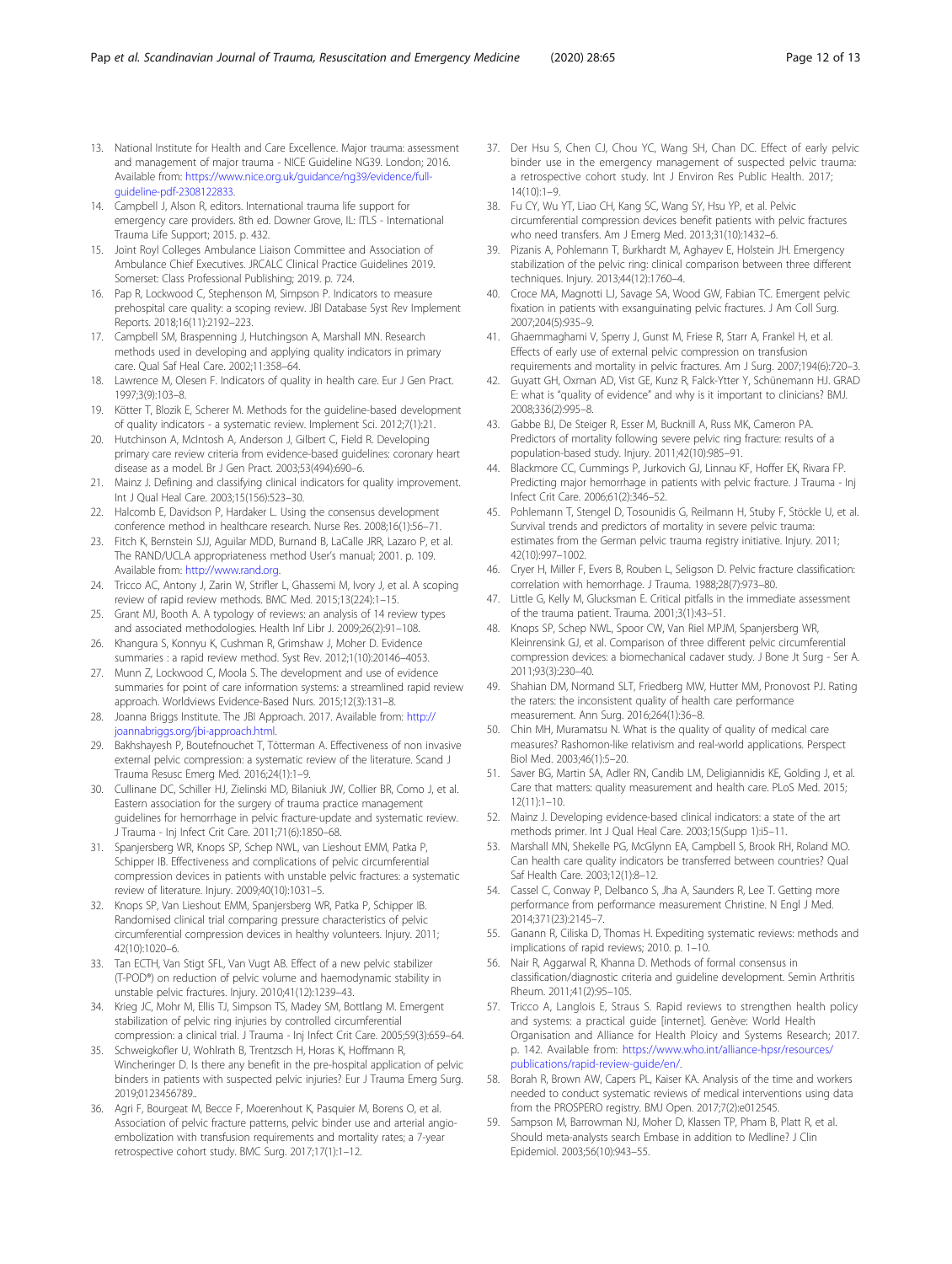13. National Institute for Health and Care Excellence. Major trauma: assessment and management of major trauma - NICE Guideline NG39. London; 2016. Available from: https://www.nice.org.uk/guidance/ng39/evidence/full-guideline-pdf-2308122833.
14. Campbell J, Alson R, editors. International trauma life support for emergency care providers. 8th ed. Downer Grove, IL: ITLS - International Trauma Life Support; 2015. p. 432.
15. Joint Royl Colleges Ambulance Liaison Committee and Association of Ambulance Chief Executives. JRCALC Clinical Practice Guidelines 2019. Somerset: Class Professional Publishing; 2019. p. 724.
16. Pap R, Lockwood C, Stephenson M, Simpson P. Indicators to measure prehospital care quality: a scoping review. JBI Database Syst Rev Implement Reports. 2018;16(11):2192–223.
17. Campbell SM, Braspenning J, Hutchingson A, Marshall MN. Research methods used in developing and applying quality indicators in primary care. Qual Saf Heal Care. 2002;11:358–64.
18. Lawrence M, Olesen F. Indicators of quality in health care. Eur J Gen Pract. 1997;3(9):103–8.
19. Kötter T, Blozik E, Scherer M. Methods for the guideline-based development of quality indicators - a systematic review. Implement Sci. 2012;7(1):21.
20. Hutchinson A, McIntosh A, Anderson J, Gilbert C, Field R. Developing primary care review criteria from evidence-based guidelines: coronary heart disease as a model. Br J Gen Pract. 2003;53(494):690–6.
21. Mainz J. Defining and classifying clinical indicators for quality improvement. Int J Qual Heal Care. 2003;15(156):523–30.
22. Halcomb E, Davidson P, Hardaker L. Using the consensus development conference method in healthcare research. Nurse Res. 2008;16(1):56–71.
23. Fitch K, Bernstein SJJ, Aguilar MDD, Burnand B, LaCalle JRR, Lazaro P, et al. The RAND/UCLA appropriateness method User's manual; 2001. p. 109. Available from: http://www.rand.org.
24. Tricco AC, Antony J, Zarin W, Strifler L, Ghassemi M, Ivory J, et al. A scoping review of rapid review methods. BMC Med. 2015;13(224):1–15.
25. Grant MJ, Booth A. A typology of reviews: an analysis of 14 review types and associated methodologies. Health Inf Libr J. 2009;26(2):91–108.
26. Khangura S, Konnyu K, Cushman R, Grimshaw J, Moher D. Evidence summaries : a rapid review method. Syst Rev. 2012;1(10):20146–4053.
27. Munn Z, Lockwood C, Moola S. The development and use of evidence summaries for point of care information systems: a streamlined rapid review approach. Worldviews Evidence-Based Nurs. 2015;12(3):131–8.
28. Joanna Briggs Institute. The JBI Approach. 2017. Available from: http://joannabriggs.org/jbi-approach.html.
29. Bakhshayesh P, Boutefnouchet T, Tötterman A. Effectiveness of non invasive external pelvic compression: a systematic review of the literature. Scand J Trauma Resusc Emerg Med. 2016;24(1):1–9.
30. Cullinane DC, Schiller HJ, Zielinski MD, Bilaniuk JW, Collier BR, Como J, et al. Eastern association for the surgery of trauma practice management guidelines for hemorrhage in pelvic fracture-update and systematic review. J Trauma - Inj Infect Crit Care. 2011;71(6):1850–68.
31. Spanjersberg WR, Knops SP, Schep NWL, van Lieshout EMM, Patka P, Schipper IB. Effectiveness and complications of pelvic circumferential compression devices in patients with unstable pelvic fractures: a systematic review of literature. Injury. 2009;40(10):1031–5.
32. Knops SP, Van Lieshout EMM, Spanjersberg WR, Patka P, Schipper IB. Randomised clinical trial comparing pressure characteristics of pelvic circumferential compression devices in healthy volunteers. Injury. 2011;42(10):1020–6.
33. Tan ECTH, Van Stigt SFL, Van Vugt AB. Effect of a new pelvic stabilizer (T-POD®) on reduction of pelvic volume and haemodynamic stability in unstable pelvic fractures. Injury. 2010;41(12):1239–43.
34. Krieg JC, Mohr M, Ellis TJ, Simpson TS, Madey SM, Bottlang M. Emergent stabilization of pelvic ring injuries by controlled circumferential compression: a clinical trial. J Trauma - Inj Infect Crit Care. 2005;59(3):659–64.
35. Schweigkofler U, Wohlrath B, Trentzsch H, Horas K, Hoffmann R, Wincheringer D. Is there any benefit in the pre-hospital application of pelvic binders in patients with suspected pelvic injuries? Eur J Trauma Emerg Surg. 2019;0123456789..
36. Agri F, Bourgeat M, Becce F, Moerenhout K, Pasquier M, Borens O, et al. Association of pelvic fracture patterns, pelvic binder use and arterial angio-embolization with transfusion requirements and mortality rates; a 7-year retrospective cohort study. BMC Surg. 2017;17(1):1–12.
37. Der Hsu S, Chen CJ, Chou YC, Wang SH, Chan DC. Effect of early pelvic binder use in the emergency management of suspected pelvic trauma: a retrospective cohort study. Int J Environ Res Public Health. 2017;14(10):1–9.
38. Fu CY, Wu YT, Liao CH, Kang SC, Wang SY, Hsu YP, et al. Pelvic circumferential compression devices benefit patients with pelvic fractures who need transfers. Am J Emerg Med. 2013;31(10):1432–6.
39. Pizanis A, Pohlemann T, Burkhardt M, Aghayev E, Holstein JH. Emergency stabilization of the pelvic ring: clinical comparison between three different techniques. Injury. 2013;44(12):1760–4.
40. Croce MA, Magnotti LJ, Savage SA, Wood GW, Fabian TC. Emergent pelvic fixation in patients with exsanguinating pelvic fractures. J Am Coll Surg. 2007;204(5):935–9.
41. Ghaemmaghami V, Sperry J, Gunst M, Friese R, Starr A, Frankel H, et al. Effects of early use of external pelvic compression on transfusion requirements and mortality in pelvic fractures. Am J Surg. 2007;194(6):720–3.
42. Guyatt GH, Oxman AD, Vist GE, Kunz R, Falck-Ytter Y, Schünemann HJ. GRADE: what is "quality of evidence" and why is it important to clinicians? BMJ. 2008;336(2):995–8.
43. Gabbe BJ, De Steiger R, Esser M, Bucknill A, Russ MK, Cameron PA. Predictors of mortality following severe pelvic ring fracture: results of a population-based study. Injury. 2011;42(10):985–91.
44. Blackmore CC, Cummings P, Jurkovich GJ, Linnau KF, Hoffer EK, Rivara FP. Predicting major hemorrhage in patients with pelvic fracture. J Trauma - Inj Infect Crit Care. 2006;61(2):346–52.
45. Pohlemann T, Stengel D, Tosounidis G, Reilmann H, Stuby F, Stöckle U, et al. Survival trends and predictors of mortality in severe pelvic trauma: estimates from the German pelvic trauma registry initiative. Injury. 2011;42(10):997–1002.
46. Cryer H, Miller F, Evers B, Rouben L, Seligson D. Pelvic fracture classification: correlation with hemorrhage. J Trauma. 1988;28(7):973–80.
47. Little G, Kelly M, Glucksman E. Critical pitfalls in the immediate assessment of the trauma patient. Trauma. 2001;3(1):43–51.
48. Knops SP, Schep NWL, Spoor CW, Van Riel MPJM, Spanjersberg WR, Kleinrensink GJ, et al. Comparison of three different pelvic circumferential compression devices: a biomechanical cadaver study. J Bone Jt Surg - Ser A. 2011;93(3):230–40.
49. Shahian DM, Normand SLT, Friedberg MW, Hutter MM, Pronovost PJ. Rating the raters: the inconsistent quality of health care performance measurement. Ann Surg. 2016;264(1):36–8.
50. Chin MH, Muramatsu N. What is the quality of quality of medical care measures? Rashomon-like relativism and real-world applications. Perspect Biol Med. 2003;46(1):5–20.
51. Saver BG, Martin SA, Adler RN, Candib LM, Deligiannidis KE, Golding J, et al. Care that matters: quality measurement and health care. PLoS Med. 2015;12(11):1–10.
52. Mainz J. Developing evidence-based clinical indicators: a state of the art methods primer. Int J Qual Heal Care. 2003;15(Supp 1):i5–11.
53. Marshall MN, Shekelle PG, McGlynn EA, Campbell S, Brook RH, Roland MO. Can health care quality indicators be transferred between countries? Qual Saf Health Care. 2003;12(1):8–12.
54. Cassel C, Conway P, Delbanco S, Jha A, Saunders R, Lee T. Getting more performance from performance measurement Christine. N Engl J Med. 2014;371(23):2145–7.
55. Ganann R, Ciliska D, Thomas H. Expediting systematic reviews: methods and implications of rapid reviews; 2010. p. 1–10.
56. Nair R, Aggarwal R, Khanna D. Methods of formal consensus in classification/diagnostic criteria and guideline development. Semin Arthritis Rheum. 2011;41(2):95–105.
57. Tricco A, Langlois E, Straus S. Rapid reviews to strengthen health policy and systems: a practical guide [internet]. Genève: World Health Organisation and Alliance for Health Ploicy and Systems Research; 2017. p. 142. Available from: https://www.who.int/alliance-hpsr/resources/publications/rapid-review-guide/en/.
58. Borah R, Brown AW, Capers PL, Kaiser KA. Analysis of the time and workers needed to conduct systematic reviews of medical interventions using data from the PROSPERO registry. BMJ Open. 2017;7(2):e012545.
59. Sampson M, Barrowman NJ, Moher D, Klassen TP, Pham B, Platt R, et al. Should meta-analysts search Embase in addition to Medline? J Clin Epidemiol. 2003;56(10):943–55.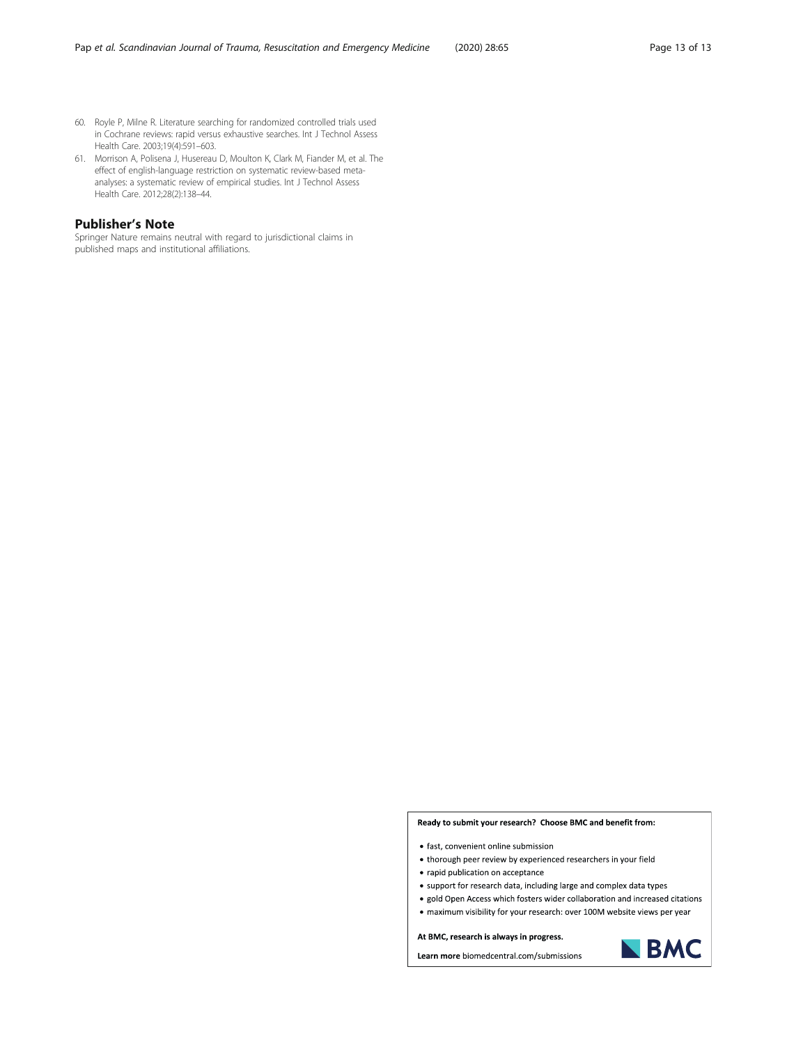60. Royle P, Milne R. Literature searching for randomized controlled trials used in Cochrane reviews: rapid versus exhaustive searches. Int J Technol Assess Health Care. 2003;19(4):591–603.
61. Morrison A, Polisena J, Husereau D, Moulton K, Clark M, Fiander M, et al. The effect of english-language restriction on systematic review-based meta-analyses: a systematic review of empirical studies. Int J Technol Assess Health Care. 2012;28(2):138–44.

## Publisher's Note

Springer Nature remains neutral with regard to jurisdictional claims in published maps and institutional affiliations.

**Ready to submit your research? Choose BMC and benefit from:**

- fast, convenient online submission
- thorough peer review by experienced researchers in your field
- rapid publication on acceptance
- support for research data, including large and complex data types
- gold Open Access which fosters wider collaboration and increased citations
- maximum visibility for your research: over 100M website views per year

**At BMC, research is always in progress.**

**Learn more** biomedcentral.com/submissions

BMC